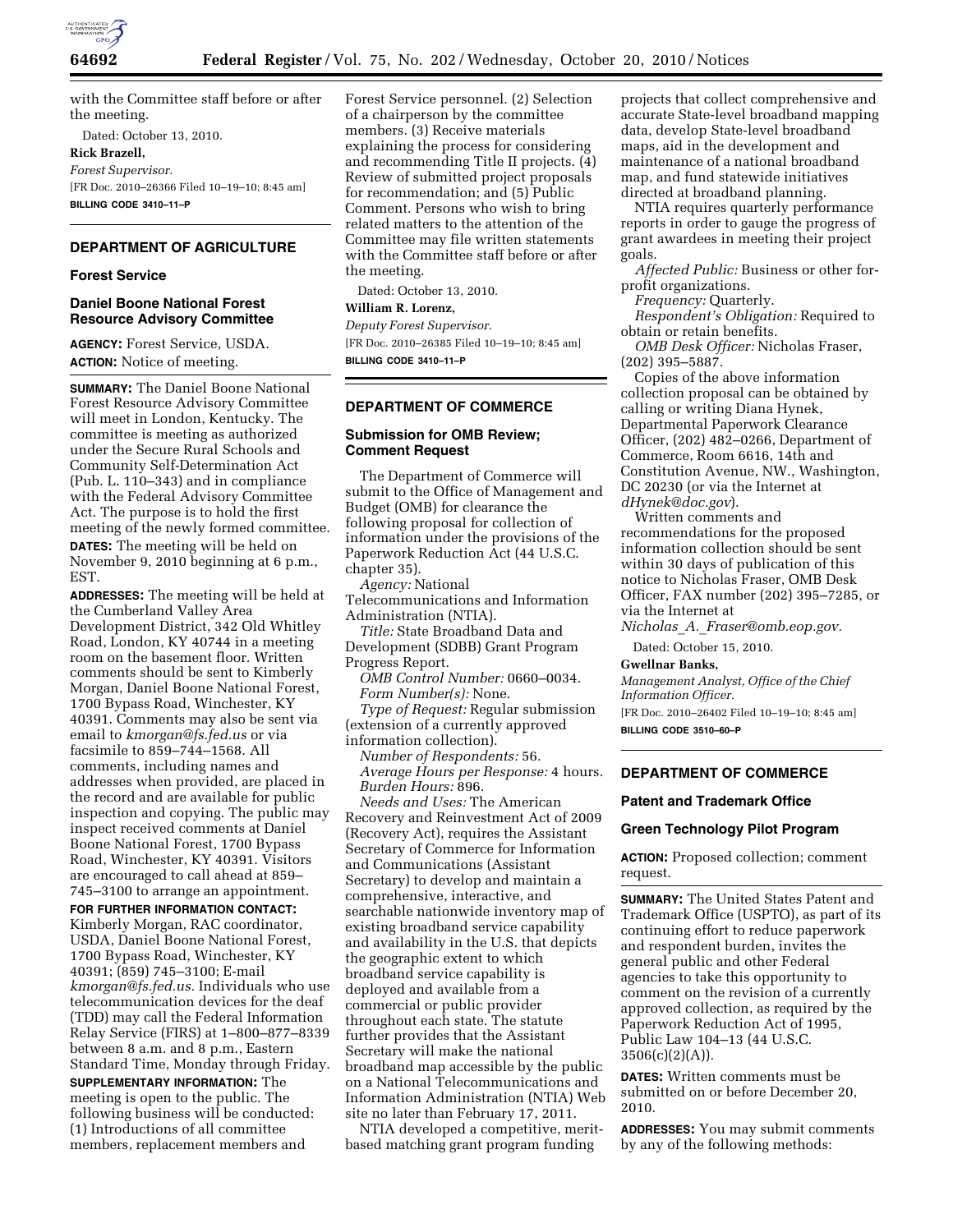with the Committee staff before or after the meeting.

Dated: October 13, 2010.

**Rick Brazell,**

*Forest Supervisor.*

[FR Doc. 2010–26366 Filed 10–19–10; 8:45 am]

**BILLING CODE 3410–11–P**

## DEPARTMENT OF AGRICULTURE

### Forest Service

### Daniel Boone National Forest Resource Advisory Committee

**AGENCY:** Forest Service, USDA.

**ACTION:** Notice of meeting.

**SUMMARY:** The Daniel Boone National Forest Resource Advisory Committee will meet in London, Kentucky. The committee is meeting as authorized under the Secure Rural Schools and Community Self-Determination Act (Pub. L. 110–343) and in compliance with the Federal Advisory Committee Act. The purpose is to hold the first meeting of the newly formed committee.

**DATES:** The meeting will be held on November 9, 2010 beginning at 6 p.m., EST.

**ADDRESSES:** The meeting will be held at the Cumberland Valley Area Development District, 342 Old Whitley Road, London, KY 40744 in a meeting room on the basement floor. Written comments should be sent to Kimberly Morgan, Daniel Boone National Forest, 1700 Bypass Road, Winchester, KY 40391. Comments may also be sent via email to *kmorgan@fs.fed.us* or via facsimile to 859–744–1568. All comments, including names and addresses when provided, are placed in the record and are available for public inspection and copying. The public may inspect received comments at Daniel Boone National Forest, 1700 Bypass Road, Winchester, KY 40391. Visitors are encouraged to call ahead at 859–745–3100 to arrange an appointment.

**FOR FURTHER INFORMATION CONTACT:** Kimberly Morgan, RAC coordinator, USDA, Daniel Boone National Forest, 1700 Bypass Road, Winchester, KY 40391; (859) 745–3100; E-mail *kmorgan@fs.fed.us.* Individuals who use telecommunication devices for the deaf (TDD) may call the Federal Information Relay Service (FIRS) at 1–800–877–8339 between 8 a.m. and 8 p.m., Eastern Standard Time, Monday through Friday.

**SUPPLEMENTARY INFORMATION:** The meeting is open to the public. The following business will be conducted: (1) Introductions of all committee members, replacement members and Forest Service personnel. (2) Selection of a chairperson by the committee members. (3) Receive materials explaining the process for considering and recommending Title II projects. (4) Review of submitted project proposals for recommendation; and (5) Public Comment. Persons who wish to bring related matters to the attention of the Committee may file written statements with the Committee staff before or after the meeting.

Dated: October 13, 2010.

**William R. Lorenz,**

*Deputy Forest Supervisor.*

[FR Doc. 2010–26385 Filed 10–19–10; 8:45 am]

**BILLING CODE 3410–11–P**

## DEPARTMENT OF COMMERCE

### Submission for OMB Review; Comment Request

The Department of Commerce will submit to the Office of Management and Budget (OMB) for clearance the following proposal for collection of information under the provisions of the Paperwork Reduction Act (44 U.S.C. chapter 35).

*Agency:* National Telecommunications and Information Administration (NTIA).

*Title:* State Broadband Data and Development (SDBB) Grant Program Progress Report.

*OMB Control Number:* 0660–0034.

*Form Number(s):* None.

*Type of Request:* Regular submission (extension of a currently approved information collection).

*Number of Respondents:* 56.

*Average Hours per Response:* 4 hours.

*Burden Hours:* 896.

*Needs and Uses:* The American Recovery and Reinvestment Act of 2009 (Recovery Act), requires the Assistant Secretary of Commerce for Information and Communications (Assistant Secretary) to develop and maintain a comprehensive, interactive, and searchable nationwide inventory map of existing broadband service capability and availability in the U.S. that depicts the geographic extent to which broadband service capability is deployed and available from a commercial or public provider throughout each state. The statute further provides that the Assistant Secretary will make the national broadband map accessible by the public on a National Telecommunications and Information Administration (NTIA) Web site no later than February 17, 2011.

NTIA developed a competitive, merit-based matching grant program funding projects that collect comprehensive and accurate State-level broadband mapping data, develop State-level broadband maps, aid in the development and maintenance of a national broadband map, and fund statewide initiatives directed at broadband planning.

NTIA requires quarterly performance reports in order to gauge the progress of grant awardees in meeting their project goals.

*Affected Public:* Business or other for-profit organizations.

*Frequency:* Quarterly.

*Respondent's Obligation:* Required to obtain or retain benefits.

*OMB Desk Officer:* Nicholas Fraser, (202) 395–5887.

Copies of the above information collection proposal can be obtained by calling or writing Diana Hynek, Departmental Paperwork Clearance Officer, (202) 482–0266, Department of Commerce, Room 6616, 14th and Constitution Avenue, NW., Washington, DC 20230 (or via the Internet at *dHynek@doc.gov*).

Written comments and recommendations for the proposed information collection should be sent within 30 days of publication of this notice to Nicholas Fraser, OMB Desk Officer, FAX number (202) 395–7285, or via the Internet at *Nicholas_A._Fraser@omb.eop.gov.*

Dated: October 15, 2010.

**Gwellnar Banks,**

*Management Analyst, Office of the Chief Information Officer.*

[FR Doc. 2010–26402 Filed 10–19–10; 8:45 am]

**BILLING CODE 3510–60–P**

## DEPARTMENT OF COMMERCE

### Patent and Trademark Office

### Green Technology Pilot Program

**ACTION:** Proposed collection; comment request.

**SUMMARY:** The United States Patent and Trademark Office (USPTO), as part of its continuing effort to reduce paperwork and respondent burden, invites the general public and other Federal agencies to take this opportunity to comment on the revision of a currently approved collection, as required by the Paperwork Reduction Act of 1995, Public Law 104–13 (44 U.S.C. 3506(c)(2)(A)).

**DATES:** Written comments must be submitted on or before December 20, 2010.

**ADDRESSES:** You may submit comments by any of the following methods: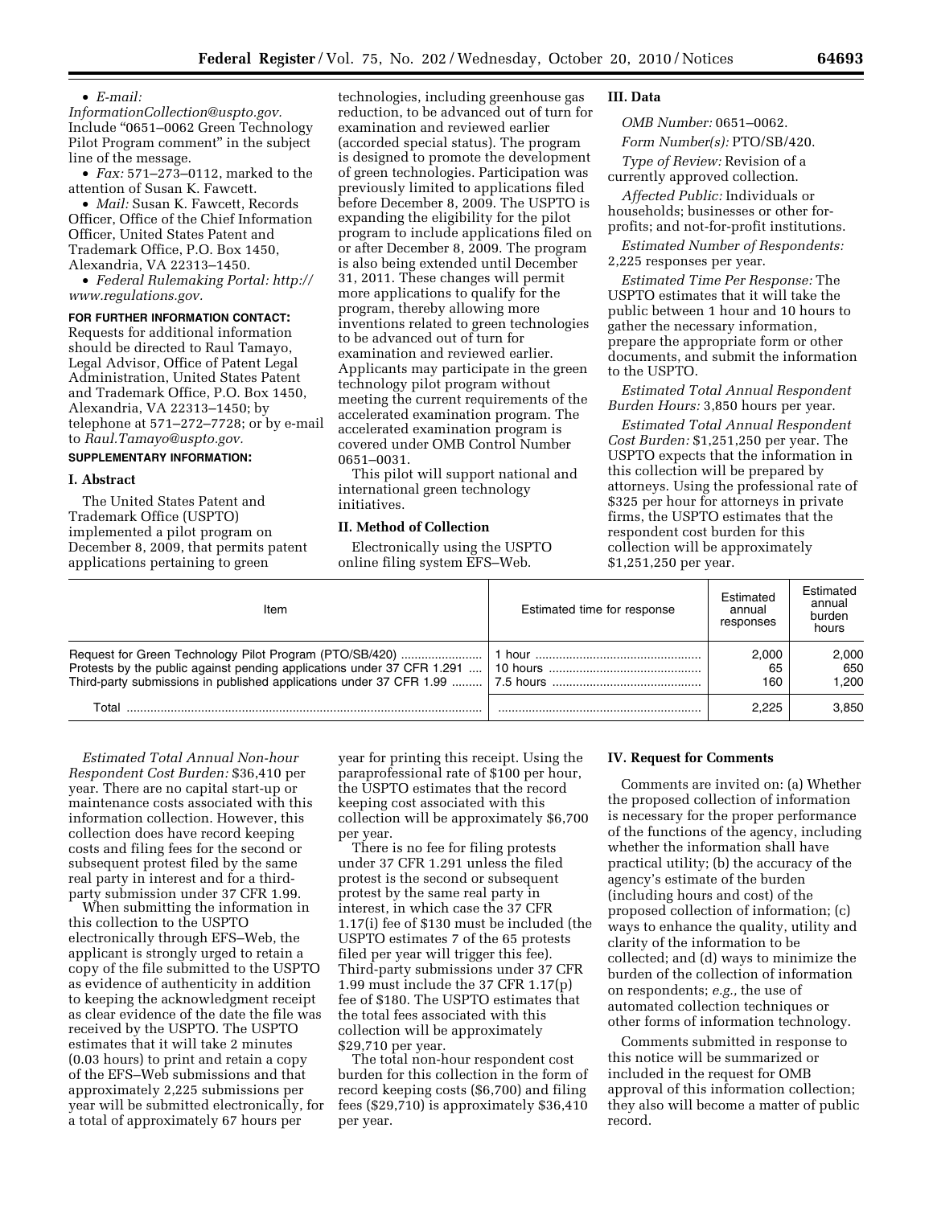• *E-mail: InformationCollection@uspto.gov.* Include "0651–0062 Green Technology Pilot Program comment" in the subject line of the message.

• *Fax:* 571–273–0112, marked to the attention of Susan K. Fawcett.

• *Mail:* Susan K. Fawcett, Records Officer, Office of the Chief Information Officer, United States Patent and Trademark Office, P.O. Box 1450, Alexandria, VA 22313–1450.

• *Federal Rulemaking Portal: http://www.regulations.gov.*

**FOR FURTHER INFORMATION CONTACT:** Requests for additional information should be directed to Raul Tamayo, Legal Advisor, Office of Patent Legal Administration, United States Patent and Trademark Office, P.O. Box 1450, Alexandria, VA 22313–1450; by telephone at 571–272–7728; or by e-mail to *Raul.Tamayo@uspto.gov.*

**SUPPLEMENTARY INFORMATION:**

## I. Abstract

The United States Patent and Trademark Office (USPTO) implemented a pilot program on December 8, 2009, that permits patent applications pertaining to green technologies, including greenhouse gas reduction, to be advanced out of turn for examination and reviewed earlier (accorded special status). The program is designed to promote the development of green technologies. Participation was previously limited to applications filed before December 8, 2009. The USPTO is expanding the eligibility for the pilot program to include applications filed on or after December 8, 2009. The program is also being extended until December 31, 2011. These changes will permit more applications to qualify for the program, thereby allowing more inventions related to green technologies to be advanced out of turn for examination and reviewed earlier. Applicants may participate in the green technology pilot program without meeting the current requirements of the accelerated examination program. The accelerated examination program is covered under OMB Control Number 0651–0031.

This pilot will support national and international green technology initiatives.

## II. Method of Collection

Electronically using the USPTO online filing system EFS–Web.

## III. Data

*OMB Number:* 0651–0062.

*Form Number(s):* PTO/SB/420.

*Type of Review:* Revision of a currently approved collection.

*Affected Public:* Individuals or households; businesses or other for-profits; and not-for-profit institutions.

*Estimated Number of Respondents:* 2,225 responses per year.

*Estimated Time Per Response:* The USPTO estimates that it will take the public between 1 hour and 10 hours to gather the necessary information, prepare the appropriate form or other documents, and submit the information to the USPTO.

*Estimated Total Annual Respondent Burden Hours:* 3,850 hours per year.

*Estimated Total Annual Respondent Cost Burden:* $1,251,250 per year. The USPTO expects that the information in this collection will be prepared by attorneys. Using the professional rate of $325 per hour for attorneys in private firms, the USPTO estimates that the respondent cost burden for this collection will be approximately $1,251,250 per year.

| Item | Estimated time for response | Estimated annual responses | Estimated annual burden hours |
|---|---|---|---|
| Request for Green Technology Pilot Program (PTO/SB/420) | 1 hour | 2,000 | 2,000 |
| Protests by the public against pending applications under 37 CFR 1.291 | 10 hours | 65 | 650 |
| Third-party submissions in published applications under 37 CFR 1.99 | 7.5 hours | 160 | 1,200 |
| Total | | 2,225 | 3,850 |

*Estimated Total Annual Non-hour Respondent Cost Burden:* $36,410 per year. There are no capital start-up or maintenance costs associated with this information collection. However, this collection does have record keeping costs and filing fees for the second or subsequent protest filed by the same real party in interest and for a third-party submission under 37 CFR 1.99.

When submitting the information in this collection to the USPTO electronically through EFS–Web, the applicant is strongly urged to retain a copy of the file submitted to the USPTO as evidence of authenticity in addition to keeping the acknowledgment receipt as clear evidence of the date the file was received by the USPTO. The USPTO estimates that it will take 2 minutes (0.03 hours) to print and retain a copy of the EFS–Web submissions and that approximately 2,225 submissions per year will be submitted electronically, for a total of approximately 67 hours per year for printing this receipt. Using the paraprofessional rate of $100 per hour, the USPTO estimates that the record keeping cost associated with this collection will be approximately $6,700 per year.

There is no fee for filing protests under 37 CFR 1.291 unless the filed protest is the second or subsequent protest by the same real party in interest, in which case the 37 CFR 1.17(i) fee of $130 must be included (the USPTO estimates 7 of the 65 protests filed per year will trigger this fee). Third-party submissions under 37 CFR 1.99 must include the 37 CFR 1.17(p) fee of $180. The USPTO estimates that the total fees associated with this collection will be approximately $29,710 per year.

The total non-hour respondent cost burden for this collection in the form of record keeping costs ($6,700) and filing fees ($29,710) is approximately $36,410 per year.

## IV. Request for Comments

Comments are invited on: (a) Whether the proposed collection of information is necessary for the proper performance of the functions of the agency, including whether the information shall have practical utility; (b) the accuracy of the agency's estimate of the burden (including hours and cost) of the proposed collection of information; (c) ways to enhance the quality, utility and clarity of the information to be collected; and (d) ways to minimize the burden of the collection of information on respondents; *e.g.,* the use of automated collection techniques or other forms of information technology.

Comments submitted in response to this notice will be summarized or included in the request for OMB approval of this information collection; they also will become a matter of public record.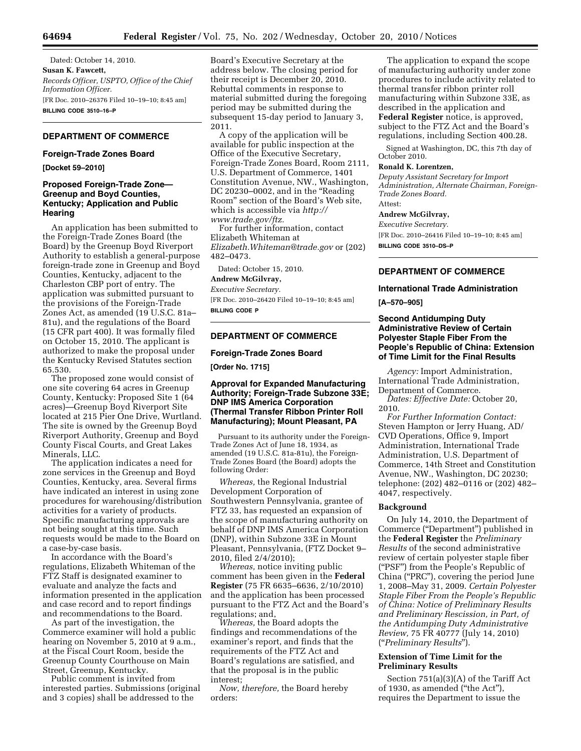Dated: October 14, 2010.

**Susan K. Fawcett,**

*Records Officer, USPTO, Office of the Chief Information Officer.*

[FR Doc. 2010–26376 Filed 10–19–10; 8:45 am]

**BILLING CODE 3510–16–P**

## DEPARTMENT OF COMMERCE

### Foreign-Trade Zones Board

**[Docket 59–2010]**

### Proposed Foreign-Trade Zone—Greenup and Boyd Counties, Kentucky; Application and Public Hearing

An application has been submitted to the Foreign-Trade Zones Board (the Board) by the Greenup Boyd Riverport Authority to establish a general-purpose foreign-trade zone in Greenup and Boyd Counties, Kentucky, adjacent to the Charleston CBP port of entry. The application was submitted pursuant to the provisions of the Foreign-Trade Zones Act, as amended (19 U.S.C. 81a–81u), and the regulations of the Board (15 CFR part 400). It was formally filed on October 15, 2010. The applicant is authorized to make the proposal under the Kentucky Revised Statutes section 65.530.

The proposed zone would consist of one site covering 64 acres in Greenup County, Kentucky: Proposed Site 1 (64 acres)—Greenup Boyd Riverport Site located at 215 Pier One Drive, Wurtland. The site is owned by the Greenup Boyd Riverport Authority, Greenup and Boyd County Fiscal Courts, and Great Lakes Minerals, LLC.

The application indicates a need for zone services in the Greenup and Boyd Counties, Kentucky, area. Several firms have indicated an interest in using zone procedures for warehousing/distribution activities for a variety of products. Specific manufacturing approvals are not being sought at this time. Such requests would be made to the Board on a case-by-case basis.

In accordance with the Board's regulations, Elizabeth Whiteman of the FTZ Staff is designated examiner to evaluate and analyze the facts and information presented in the application and case record and to report findings and recommendations to the Board.

As part of the investigation, the Commerce examiner will hold a public hearing on November 5, 2010 at 9 a.m., at the Fiscal Court Room, beside the Greenup County Courthouse on Main Street, Greenup, Kentucky.

Public comment is invited from interested parties. Submissions (original and 3 copies) shall be addressed to the Board's Executive Secretary at the address below. The closing period for their receipt is December 20, 2010. Rebuttal comments in response to material submitted during the foregoing period may be submitted during the subsequent 15-day period to January 3, 2011.

A copy of the application will be available for public inspection at the Office of the Executive Secretary, Foreign-Trade Zones Board, Room 2111, U.S. Department of Commerce, 1401 Constitution Avenue, NW., Washington, DC 20230–0002, and in the "Reading Room" section of the Board's Web site, which is accessible via *http://www.trade.gov/ftz.*

For further information, contact Elizabeth Whiteman at *Elizabeth.Whiteman@trade.gov* or (202) 482–0473.

Dated: October 15, 2010.

**Andrew McGilvray,**

*Executive Secretary.*

[FR Doc. 2010–26420 Filed 10–19–10; 8:45 am]

**BILLING CODE P**

## DEPARTMENT OF COMMERCE

### Foreign-Trade Zones Board

**[Order No. 1715]**

### Approval for Expanded Manufacturing Authority; Foreign-Trade Subzone 33E; DNP IMS America Corporation (Thermal Transfer Ribbon Printer Roll Manufacturing); Mount Pleasant, PA

Pursuant to its authority under the Foreign-Trade Zones Act of June 18, 1934, as amended (19 U.S.C. 81a-81u), the Foreign-Trade Zones Board (the Board) adopts the following Order:

*Whereas,* the Regional Industrial Development Corporation of Southwestern Pennsylvania, grantee of FTZ 33, has requested an expansion of the scope of manufacturing authority on behalf of DNP IMS America Corporation (DNP), within Subzone 33E in Mount Pleasant, Pennsylvania, (FTZ Docket 9–2010, filed 2/4/2010);

*Whereas,* notice inviting public comment has been given in the **Federal Register** (75 FR 6635–6636, 2/10/2010) and the application has been processed pursuant to the FTZ Act and the Board's regulations; and,

*Whereas,* the Board adopts the findings and recommendations of the examiner's report, and finds that the requirements of the FTZ Act and Board's regulations are satisfied, and that the proposal is in the public interest;

*Now, therefore,* the Board hereby orders:

The application to expand the scope of manufacturing authority under zone procedures to include activity related to thermal transfer ribbon printer roll manufacturing within Subzone 33E, as described in the application and **Federal Register** notice, is approved, subject to the FTZ Act and the Board's regulations, including Section 400.28.

Signed at Washington, DC, this 7th day of October 2010.

**Ronald K. Lorentzen,**

*Deputy Assistant Secretary for Import Administration, Alternate Chairman, Foreign-Trade Zones Board.*

Attest:

**Andrew McGilvray,**

*Executive Secretary.*

[FR Doc. 2010–26416 Filed 10–19–10; 8:45 am]

**BILLING CODE 3510–DS–P**

## DEPARTMENT OF COMMERCE

### International Trade Administration

**[A–570–905]**

### Second Antidumping Duty Administrative Review of Certain Polyester Staple Fiber From the People's Republic of China: Extension of Time Limit for the Final Results

*Agency:* Import Administration, International Trade Administration, Department of Commerce.

*Dates: Effective Date:* October 20, 2010.

*For Further Information Contact:* Steven Hampton or Jerry Huang, AD/CVD Operations, Office 9, Import Administration, International Trade Administration, U.S. Department of Commerce, 14th Street and Constitution Avenue, NW., Washington, DC 20230; telephone: (202) 482–0116 or (202) 482–4047, respectively.

#### Background

On July 14, 2010, the Department of Commerce ("Department") published in the **Federal Register** the *Preliminary Results* of the second administrative review of certain polyester staple fiber ("PSF") from the People's Republic of China ("PRC"), covering the period June 1, 2008–May 31, 2009. *Certain Polyester Staple Fiber From the People's Republic of China: Notice of Preliminary Results and Preliminary Rescission, in Part, of the Antidumping Duty Administrative Review,* 75 FR 40777 (July 14, 2010) ("*Preliminary Results*").

#### Extension of Time Limit for the Preliminary Results

Section 751(a)(3)(A) of the Tariff Act of 1930, as amended ("the Act"), requires the Department to issue the